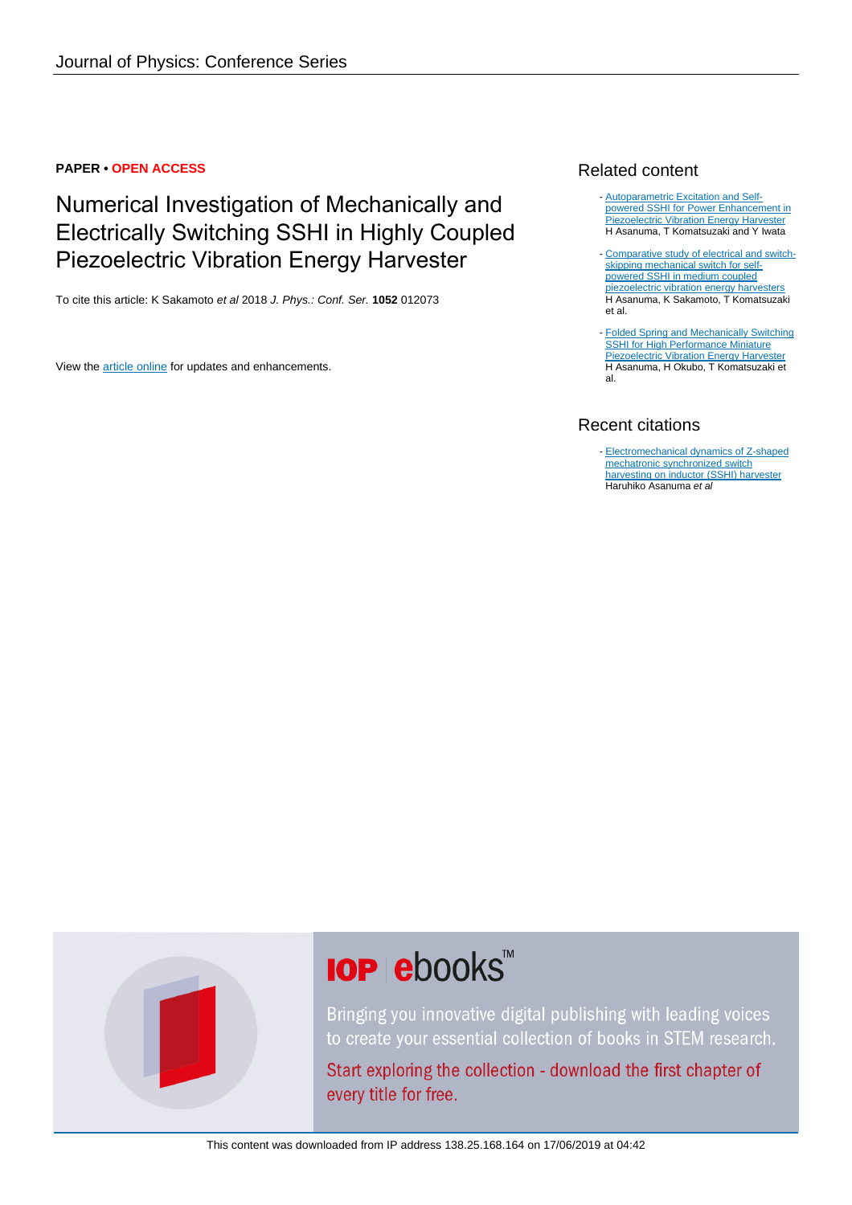**PAPER • OPEN ACCESS**

# Numerical Investigation of Mechanically and Electrically Switching SSHI in Highly Coupled Piezoelectric Vibration Energy Harvester

To cite this article: K Sakamoto *et al* 2018 *J. Phys.: Conf. Ser.* **1052** 012073

View the article online for updates and enhancements.

## Related content

- Autoparametric Excitation and Self-powered SSHI for Power Enhancement in Piezoelectric Vibration Energy Harvester
H Asanuma, T Komatsuzaki and Y Iwata

- Comparative study of electrical and switch-skipping mechanical switch for self-powered SSHI in medium coupled piezoelectric vibration energy harvesters
H Asanuma, K Sakamoto, T Komatsuzaki et al.

- Folded Spring and Mechanically Switching SSHI for High Performance Miniature Piezoelectric Vibration Energy Harvester
H Asanuma, H Okubo, T Komatsuzaki et al.

## Recent citations

- Electromechanical dynamics of Z-shaped mechatronic synchronized switch harvesting on inductor (SSHI) harvester
Haruhiko Asanuma *et al*

This content was downloaded from IP address 138.25.168.164 on 17/06/2019 at 04:42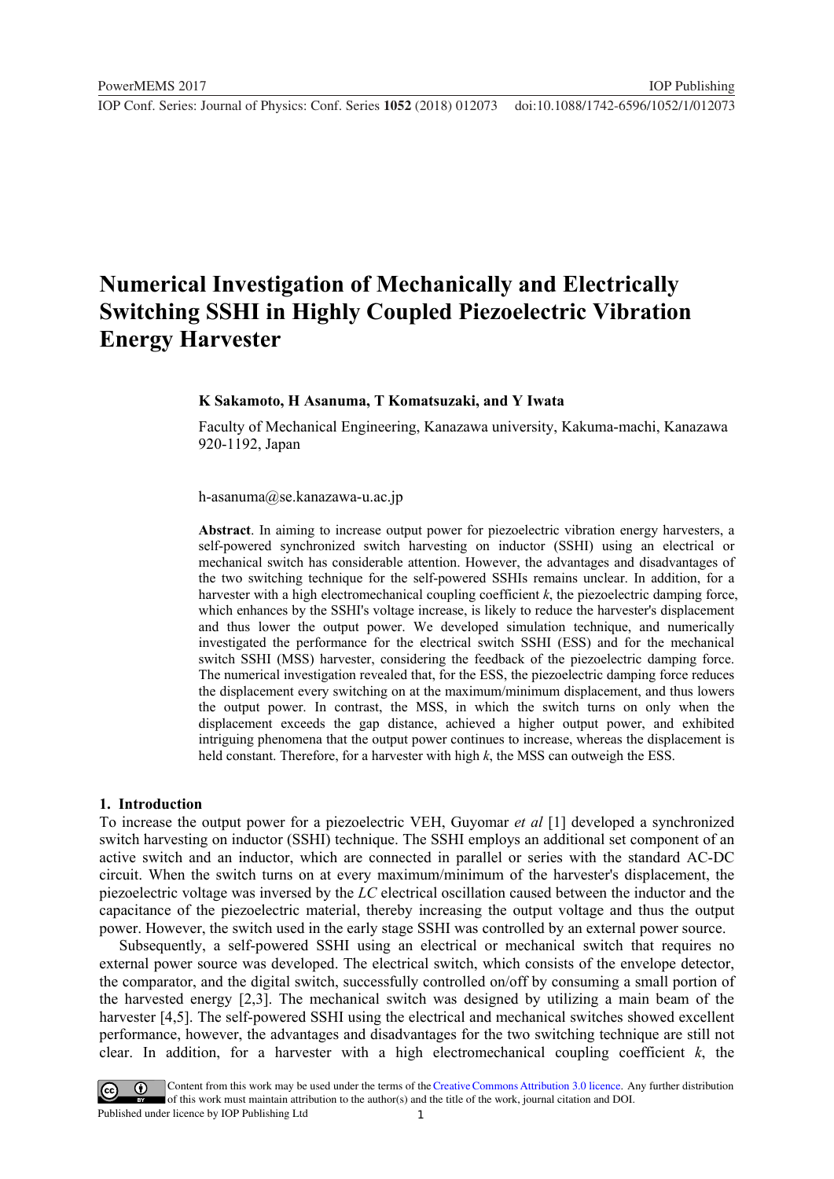#### Numerical Investigation of Mechanically and Electrically Switching SSHI in Highly Coupled Piezoelectric Vibration Energy Harvester

**K Sakamoto, H Asanuma, T Komatsuzaki, and Y Iwata**

Faculty of Mechanical Engineering, Kanazawa university, Kakuma-machi, Kanazawa 920-1192, Japan

h-asanuma@se.kanazawa-u.ac.jp

**Abstract**. In aiming to increase output power for piezoelectric vibration energy harvesters, a self-powered synchronized switch harvesting on inductor (SSHI) using an electrical or mechanical switch has considerable attention. However, the advantages and disadvantages of the two switching technique for the self-powered SSHIs remains unclear. In addition, for a harvester with a high electromechanical coupling coefficient *k*, the piezoelectric damping force, which enhances by the SSHI's voltage increase, is likely to reduce the harvester's displacement and thus lower the output power. We developed simulation technique, and numerically investigated the performance for the electrical switch SSHI (ESS) and for the mechanical switch SSHI (MSS) harvester, considering the feedback of the piezoelectric damping force. The numerical investigation revealed that, for the ESS, the piezoelectric damping force reduces the displacement every switching on at the maximum/minimum displacement, and thus lowers the output power. In contrast, the MSS, in which the switch turns on only when the displacement exceeds the gap distance, achieved a higher output power, and exhibited intriguing phenomena that the output power continues to increase, whereas the displacement is held constant. Therefore, for a harvester with high *k*, the MSS can outweigh the ESS.

## 1. Introduction

To increase the output power for a piezoelectric VEH, Guyomar *et al* [1] developed a synchronized switch harvesting on inductor (SSHI) technique. The SSHI employs an additional set component of an active switch and an inductor, which are connected in parallel or series with the standard AC-DC circuit. When the switch turns on at every maximum/minimum of the harvester's displacement, the piezoelectric voltage was inversed by the *LC* electrical oscillation caused between the inductor and the capacitance of the piezoelectric material, thereby increasing the output voltage and thus the output power. However, the switch used in the early stage SSHI was controlled by an external power source.

Subsequently, a self-powered SSHI using an electrical or mechanical switch that requires no external power source was developed. The electrical switch, which consists of the envelope detector, the comparator, and the digital switch, successfully controlled on/off by consuming a small portion of the harvested energy [2,3]. The mechanical switch was designed by utilizing a main beam of the harvester [4,5]. The self-powered SSHI using the electrical and mechanical switches showed excellent performance, however, the advantages and disadvantages for the two switching technique are still not clear. In addition, for a harvester with a high electromechanical coupling coefficient *k*, the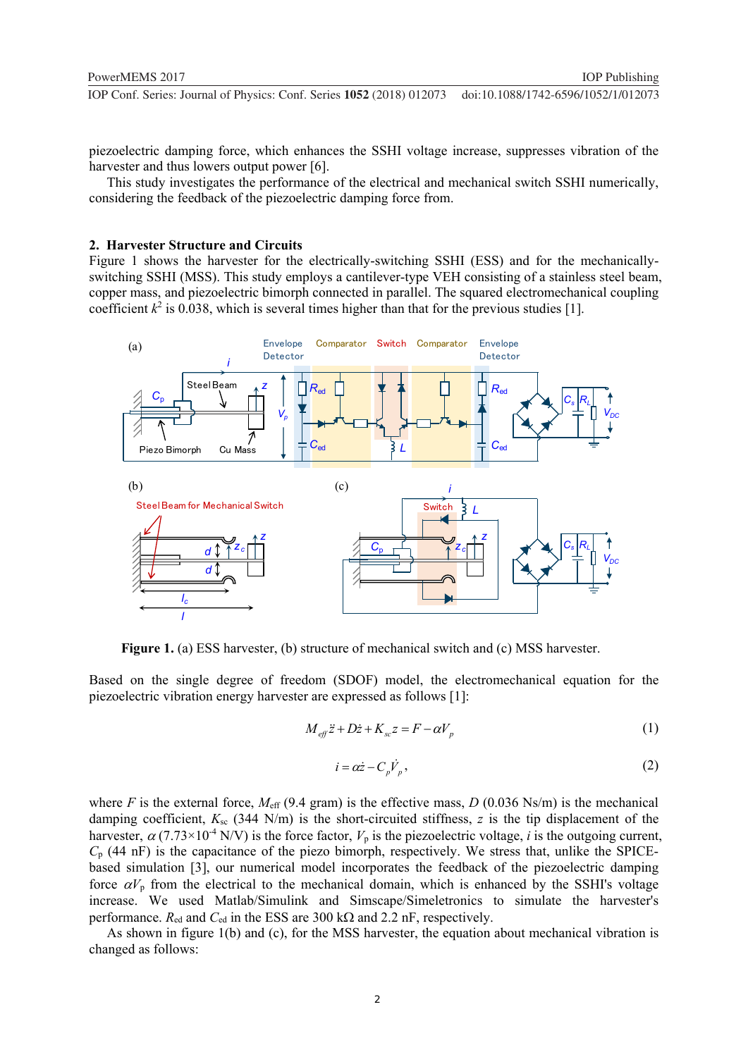piezoelectric damping force, which enhances the SSHI voltage increase, suppresses vibration of the harvester and thus lowers output power [6].

This study investigates the performance of the electrical and mechanical switch SSHI numerically, considering the feedback of the piezoelectric damping force from.

## 2. Harvester Structure and Circuits

Figure 1 shows the harvester for the electrically-switching SSHI (ESS) and for the mechanically-switching SSHI (MSS). This study employs a cantilever-type VEH consisting of a stainless steel beam, copper mass, and piezoelectric bimorph connected in parallel. The squared electromechanical coupling coefficient $k^2$ is 0.038, which is several times higher than that for the previous studies [1].

**Figure 1.** (a) ESS harvester, (b) structure of mechanical switch and (c) MSS harvester.

Based on the single degree of freedom (SDOF) model, the electromechanical equation for the piezoelectric vibration energy harvester are expressed as follows [1]:

$$M_{eff}\ddot{z} + D\dot{z} + K_{sc}z = F - \alpha V_p \tag{1}$$

$$i = \alpha\dot{z} - C_p\dot{V}_p, \tag{2}$$

where $F$ is the external force, $M_{eff}$ (9.4 gram) is the effective mass, $D$ (0.036 Ns/m) is the mechanical damping coefficient, $K_{sc}$ (344 N/m) is the short-circuited stiffness, $z$ is the tip displacement of the harvester, $\alpha$ (7.73×10$^{-4}$ N/V) is the force factor, $V_p$ is the piezoelectric voltage, $i$ is the outgoing current, $C_p$ (44 nF) is the capacitance of the piezo bimorph, respectively. We stress that, unlike the SPICE-based simulation [3], our numerical model incorporates the feedback of the piezoelectric damping force $\alpha V_p$ from the electrical to the mechanical domain, which is enhanced by the SSHI's voltage increase. We used Matlab/Simulink and Simscape/Simeletronics to simulate the harvester's performance. $R_{ed}$ and $C_{ed}$ in the ESS are 300 kΩ and 2.2 nF, respectively.

As shown in figure 1(b) and (c), for the MSS harvester, the equation about mechanical vibration is changed as follows: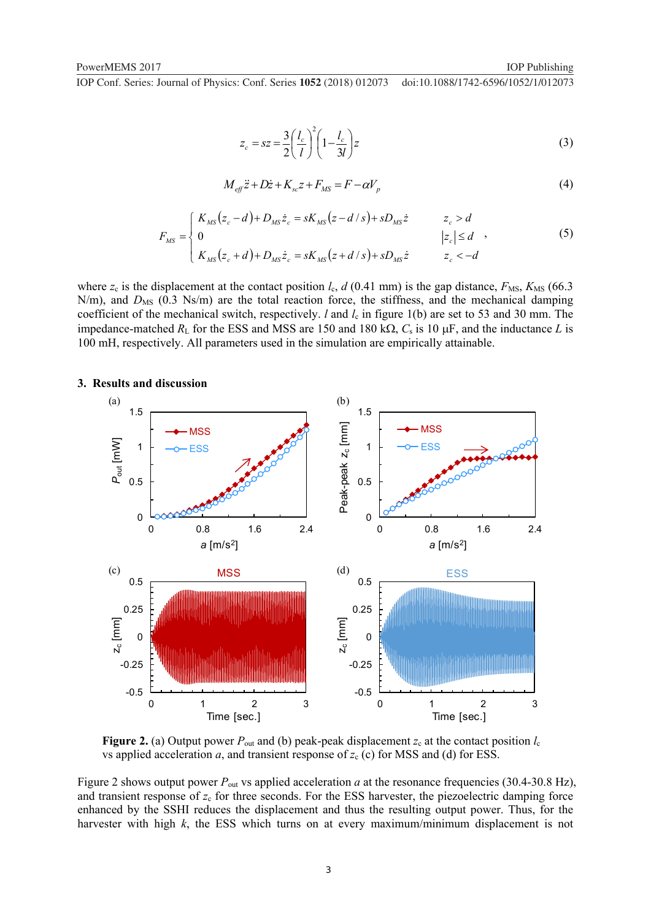$$z_c = sz = \frac{3}{2}\left(\frac{l_c}{l}\right)^2\left(1-\frac{l_c}{3l}\right)z \tag{3}$$

$$M_{eff}\ddot{z} + D\dot{z} + K_{sc}z + F_{MS} = F - \alpha V_p \tag{4}$$

$$F_{MS} = \begin{cases} K_{MS}(z_c - d) + D_{MS}\dot{z}_c = sK_{MS}(z - d/s) + sD_{MS}\dot{z} & z_c > d \\ 0 & |z_c| \le d \\ K_{MS}(z_c + d) + D_{MS}\dot{z}_c = sK_{MS}(z + d/s) + sD_{MS}\dot{z} & z_c < -d \end{cases}, \tag{5}$$

where $z_c$ is the displacement at the contact position $l_c$, $d$ (0.41 mm) is the gap distance, $F_{MS}$, $K_{MS}$ (66.3 N/m), and $D_{MS}$ (0.3 Ns/m) are the total reaction force, the stiffness, and the mechanical damping coefficient of the mechanical switch, respectively. $l$ and $l_c$ in figure 1(b) are set to 53 and 30 mm. The impedance-matched $R_L$ for the ESS and MSS are 150 and 180 kΩ, $C_s$ is 10 μF, and the inductance $L$ is 100 mH, respectively. All parameters used in the simulation are empirically attainable.

## 3. Results and discussion

**Figure 2.** (a) Output power $P_{out}$ and (b) peak-peak displacement $z_c$ at the contact position $l_c$ vs applied acceleration $a$, and transient response of $z_c$ (c) for MSS and (d) for ESS.

Figure 2 shows output power $P_{out}$ vs applied acceleration $a$ at the resonance frequencies (30.4-30.8 Hz), and transient response of $z_c$ for three seconds. For the ESS harvester, the piezoelectric damping force enhanced by the SSHI reduces the displacement and thus the resulting output power. Thus, for the harvester with high $k$, the ESS which turns on at every maximum/minimum displacement is not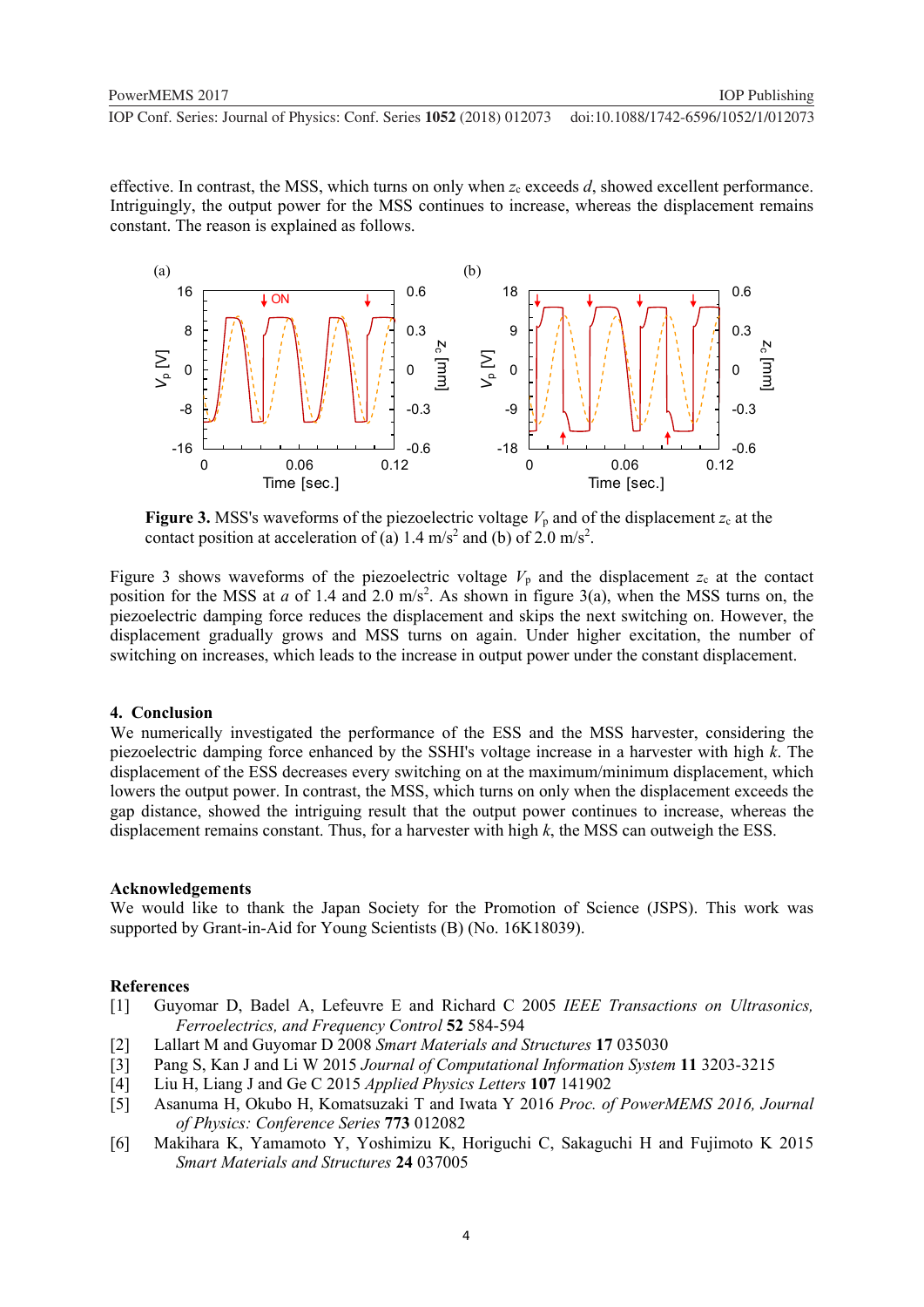effective. In contrast, the MSS, which turns on only when $z_c$ exceeds $d$, showed excellent performance. Intriguingly, the output power for the MSS continues to increase, whereas the displacement remains constant. The reason is explained as follows.

(a)

ON

16
8
0
-8
-16

$V_p$ [V]

0.6
0.3
0
-0.3
-0.6

$z_c$ [mm]

0 0.06 0.12

Time [sec.]

(b)

18
9
0
-9
-18

$V_p$ [V]

0.6
0.3
0
-0.3
-0.6

$z_c$ [mm]

0 0.06 0.12

Time [sec.]

**Figure 3.** MSS's waveforms of the piezoelectric voltage $V_p$ and of the displacement $z_c$ at the contact position at acceleration of (a) 1.4 m/s$^2$ and (b) of 2.0 m/s$^2$.

Figure 3 shows waveforms of the piezoelectric voltage $V_p$ and the displacement $z_c$ at the contact position for the MSS at $a$ of 1.4 and 2.0 m/s$^2$. As shown in figure 3(a), when the MSS turns on, the piezoelectric damping force reduces the displacement and skips the next switching on. However, the displacement gradually grows and MSS turns on again. Under higher excitation, the number of switching on increases, which leads to the increase in output power under the constant displacement.

## 4. Conclusion

We numerically investigated the performance of the ESS and the MSS harvester, considering the piezoelectric damping force enhanced by the SSHI's voltage increase in a harvester with high $k$. The displacement of the ESS decreases every switching on at the maximum/minimum displacement, which lowers the output power. In contrast, the MSS, which turns on only when the displacement exceeds the gap distance, showed the intriguing result that the output power continues to increase, whereas the displacement remains constant. Thus, for a harvester with high $k$, the MSS can outweigh the ESS.

## Acknowledgements

We would like to thank the Japan Society for the Promotion of Science (JSPS). This work was supported by Grant-in-Aid for Young Scientists (B) (No. 16K18039).

## References

[1] Guyomar D, Badel A, Lefeuvre E and Richard C 2005 *IEEE Transactions on Ultrasonics, Ferroelectrics, and Frequency Control* **52** 584-594

[2] Lallart M and Guyomar D 2008 *Smart Materials and Structures* **17** 035030

[3] Pang S, Kan J and Li W 2015 *Journal of Computational Information System* **11** 3203-3215

[4] Liu H, Liang J and Ge C 2015 *Applied Physics Letters* **107** 141902

[5] Asanuma H, Okubo H, Komatsuzaki T and Iwata Y 2016 *Proc. of PowerMEMS 2016, Journal of Physics: Conference Series* **773** 012082

[6] Makihara K, Yamamoto Y, Yoshimizu K, Horiguchi C, Sakaguchi H and Fujimoto K 2015 *Smart Materials and Structures* **24** 037005